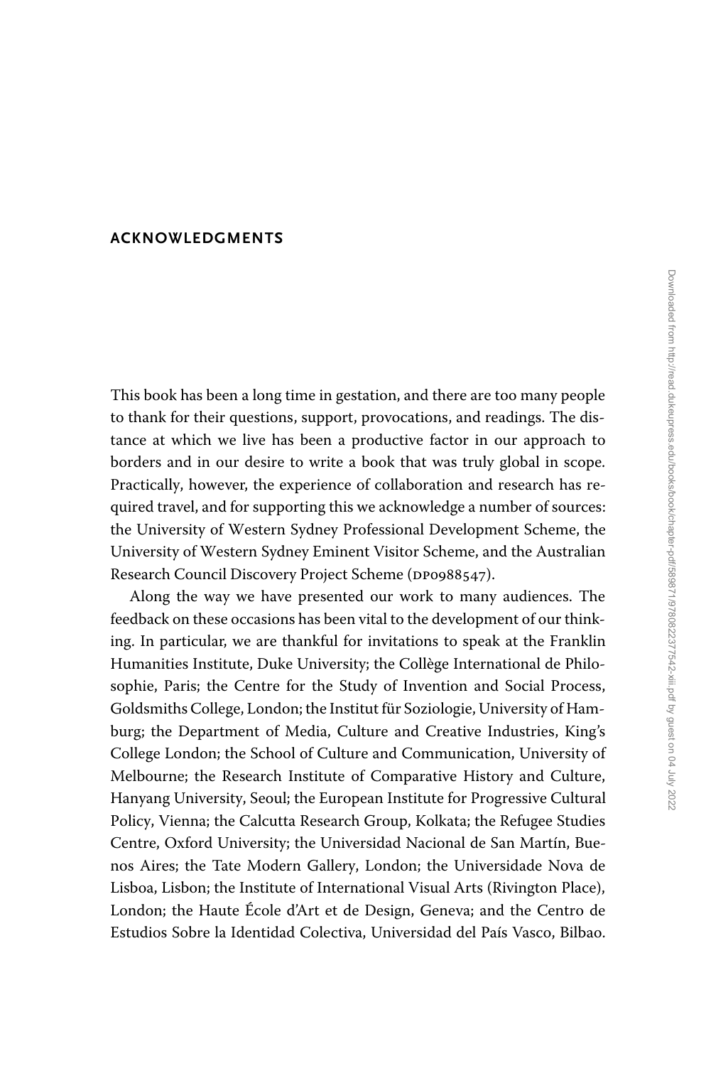## ACKNOWLEDGMENTS

This book has been a long time in gestation, and there are too many people to thank for their questions, support, provocations, and readings. The distance at which we live has been a productive factor in our approach to borders and in our desire to write a book that was truly global in scope. Practically, however, the experience of collaboration and research has required travel, and for supporting this we acknowledge a number of sources: the University of Western Sydney Professional Development Scheme, the University of Western Sydney Eminent Visitor Scheme, and the Australian Research Council Discovery Project Scheme (DP0988547).

Along the way we have presented our work to many audiences. The feedback on these occasions has been vital to the development of our thinking. In particular, we are thankful for invitations to speak at the Franklin Humanities Institute, Duke University; the Collège International de Philosophie, Paris; the Centre for the Study of Invention and Social Process, Goldsmiths College, London; the Institut für Soziologie, University of Hamburg; the Department of Media, Culture and Creative Industries, King's College London; the School of Culture and Communication, University of Melbourne; the Research Institute of Comparative History and Culture, Hanyang University, Seoul; the European Institute for Progressive Cultural Policy, Vienna; the Calcutta Research Group, Kolkata; the Refugee Studies Centre, Oxford University; the Universidad Nacional de San Martín, Buenos Aires; the Tate Modern Gallery, London; the Universidade Nova de Lisboa, Lisbon; the Institute of International Visual Arts (Rivington Place), London; the Haute École d'Art et de Design, Geneva; and the Centro de Estudios Sobre la Identidad Colectiva, Universidad del País Vasco, Bilbao.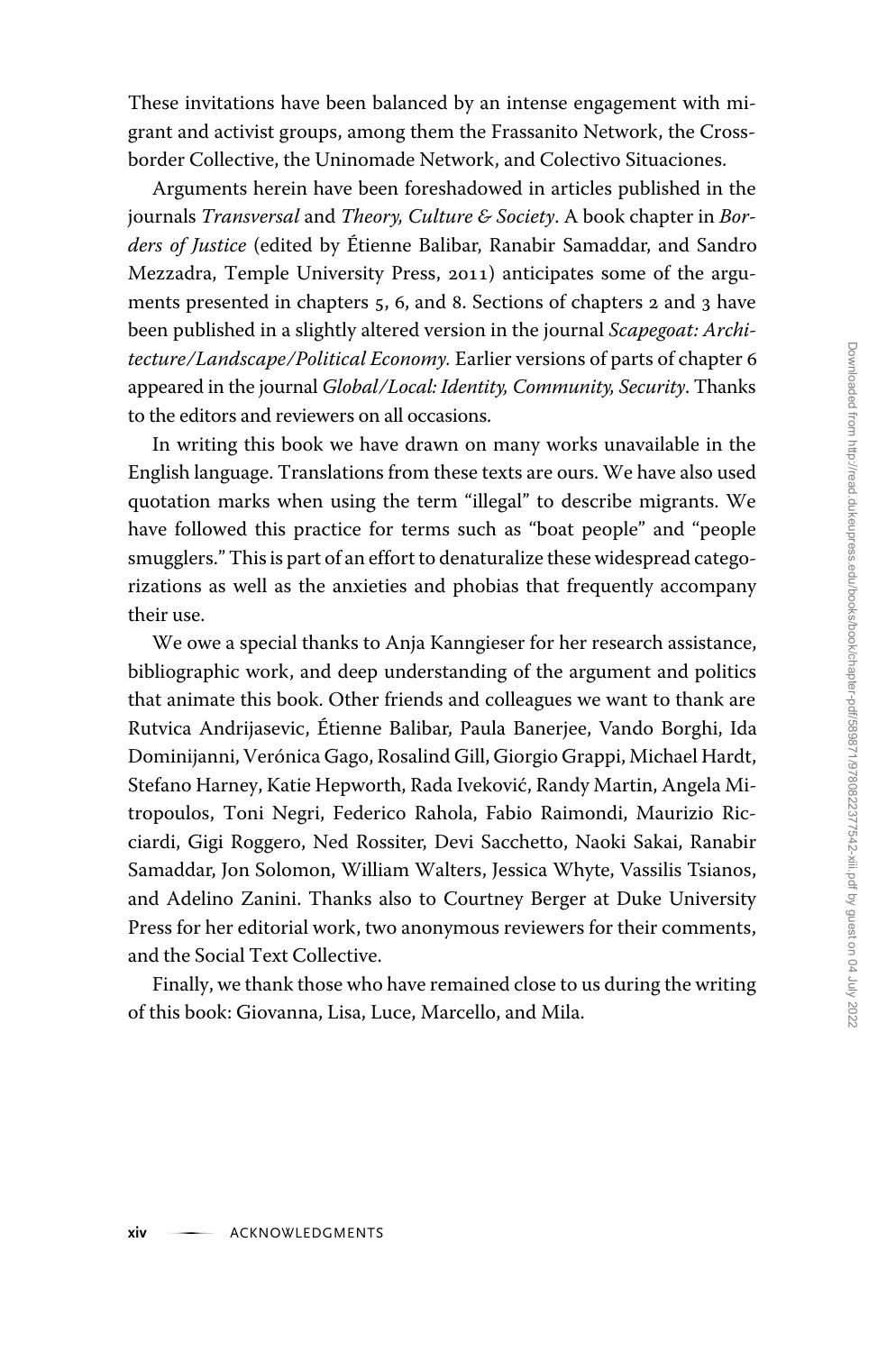These invitations have been balanced by an intense engagement with migrant and activist groups, among them the Frassanito Network, the Crossborder Collective, the Uninomade Network, and Colectivo Situaciones.

Arguments herein have been foreshadowed in articles published in the journals *Transversal* and *Theory, Culture & Society*. A book chapter in *Borders of Justice* (edited by Étienne Balibar, Ranabir Samaddar, and Sandro Mezzadra, Temple University Press, 2011) anticipates some of the arguments presented in chapters 5, 6, and 8. Sections of chapters 2 and 3 have been published in a slightly altered version in the journal *Scapegoat: Architecture/Landscape/Political Economy.* Earlier versions of parts of chapter 6 appeared in the journal *Global/Local: Identity, Community, Security*. Thanks to the editors and reviewers on all occasions.

In writing this book we have drawn on many works unavailable in the English language. Translations from these texts are ours. We have also used quotation marks when using the term "illegal" to describe migrants. We have followed this practice for terms such as "boat people" and "people smugglers." This is part of an effort to denaturalize these widespread categorizations as well as the anxieties and phobias that frequently accompany their use.

We owe a special thanks to Anja Kanngieser for her research assistance, bibliographic work, and deep understanding of the argument and politics that animate this book. Other friends and colleagues we want to thank are Rutvica Andrijasevic, Étienne Balibar, Paula Banerjee, Vando Borghi, Ida Dominijanni, Verónica Gago, Rosalind Gill, Giorgio Grappi, Michael Hardt, Stefano Harney, Katie Hepworth, Rada Iveković, Randy Martin, Angela Mitropoulos, Toni Negri, Federico Rahola, Fabio Raimondi, Maurizio Ricciardi, Gigi Roggero, Ned Rossiter, Devi Sacchetto, Naoki Sakai, Ranabir Samaddar, Jon Solomon, William Walters, Jessica Whyte, Vassilis Tsianos, and Adelino Zanini. Thanks also to Courtney Berger at Duke University Press for her editorial work, two anonymous reviewers for their comments, and the Social Text Collective.

Finally, we thank those who have remained close to us during the writing of this book: Giovanna, Lisa, Luce, Marcello, and Mila.